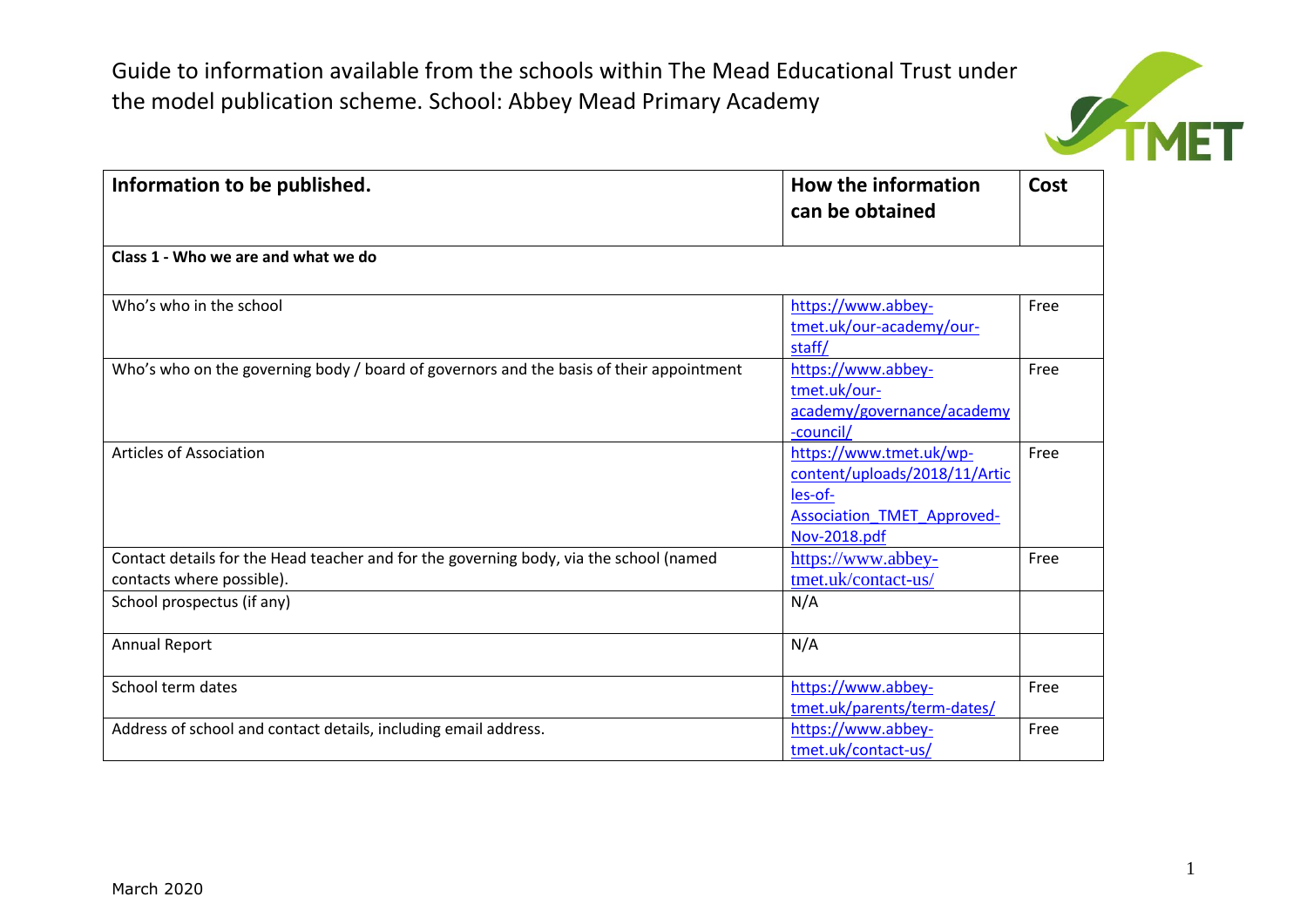# Guide to information available from the schools within The Mead Educational Trust under the model publication scheme. School: Abbey Mead Primary Academy

| Information to be published. | How the information can be obtained | Cost |
|---|---|---|
| **Class 1 - Who we are and what we do** | | |
| Who's who in the school | https://www.abbey-tmet.uk/our-academy/our-staff/ | Free |
| Who's who on the governing body / board of governors and the basis of their appointment | https://www.abbey-tmet.uk/our-academy/governance/academy-council/ | Free |
| Articles of Association | https://www.tmet.uk/wp-content/uploads/2018/11/Articles-of-Association_TMET_Approved-Nov-2018.pdf | Free |
| Contact details for the Head teacher and for the governing body, via the school (named contacts where possible). | https://www.abbey-tmet.uk/contact-us/ | Free |
| School prospectus (if any) | N/A | |
| Annual Report | N/A | |
| School term dates | https://www.abbey-tmet.uk/parents/term-dates/ | Free |
| Address of school and contact details, including email address. | https://www.abbey-tmet.uk/contact-us/ | Free |

March 2020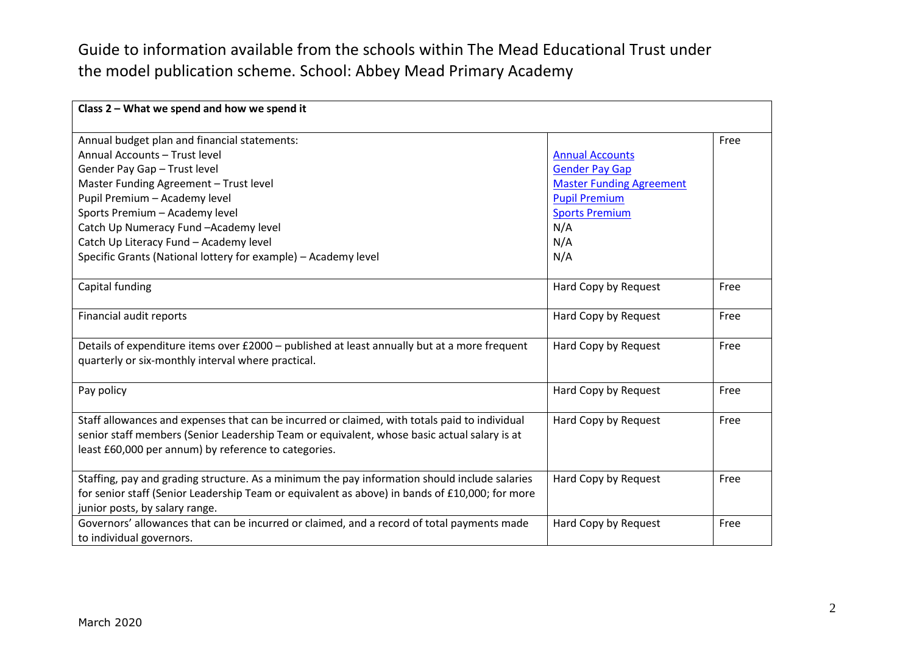# Guide to information available from the schools within The Mead Educational Trust under the model publication scheme. School: Abbey Mead Primary Academy

| Class 2 – What we spend and how we spend it | | |
|---|---|---|
| Annual budget plan and financial statements:<br>Annual Accounts – Trust level<br>Gender Pay Gap – Trust level<br>Master Funding Agreement – Trust level<br>Pupil Premium – Academy level<br>Sports Premium – Academy level<br>Catch Up Numeracy Fund –Academy level<br>Catch Up Literacy Fund – Academy level<br>Specific Grants (National lottery for example) – Academy level | <br>Annual Accounts<br>Gender Pay Gap<br>Master Funding Agreement<br>Pupil Premium<br>Sports Premium<br>N/A<br>N/A<br>N/A | Free |
| Capital funding | Hard Copy by Request | Free |
| Financial audit reports | Hard Copy by Request | Free |
| Details of expenditure items over £2000 – published at least annually but at a more frequent quarterly or six-monthly interval where practical. | Hard Copy by Request | Free |
| Pay policy | Hard Copy by Request | Free |
| Staff allowances and expenses that can be incurred or claimed, with totals paid to individual senior staff members (Senior Leadership Team or equivalent, whose basic actual salary is at least £60,000 per annum) by reference to categories. | Hard Copy by Request | Free |
| Staffing, pay and grading structure. As a minimum the pay information should include salaries for senior staff (Senior Leadership Team or equivalent as above) in bands of £10,000; for more junior posts, by salary range. | Hard Copy by Request | Free |
| Governors' allowances that can be incurred or claimed, and a record of total payments made to individual governors. | Hard Copy by Request | Free |

March 2020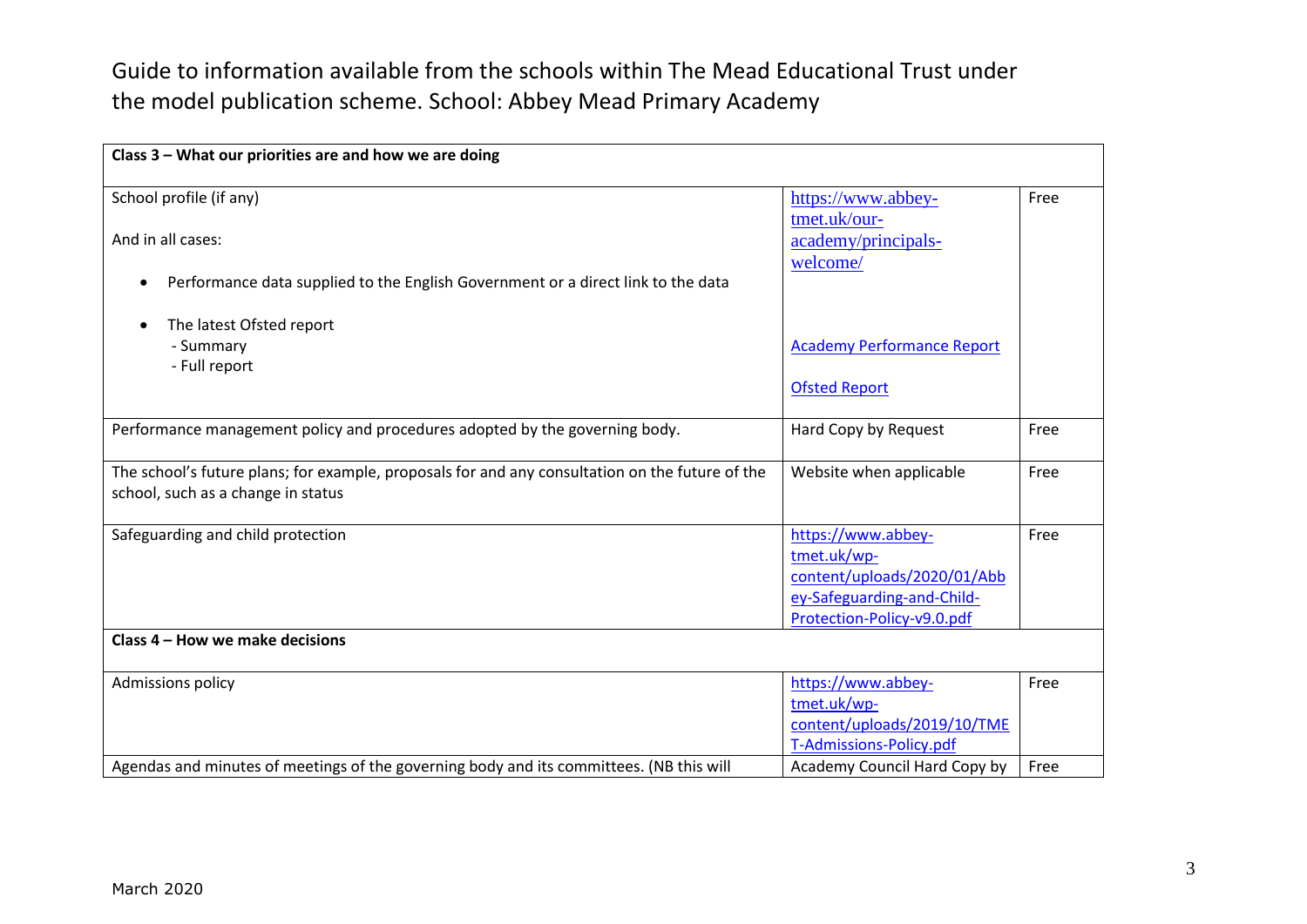Guide to information available from the schools within The Mead Educational Trust under the model publication scheme. School: Abbey Mead Primary Academy

| **Class 3 – What our priorities are and how we are doing** | | |
|---|---|---|
| School profile (if any)<br><br>And in all cases:<br><br>• Performance data supplied to the English Government or a direct link to the data<br><br>• The latest Ofsted report<br>- Summary<br>- Full report | https://www.abbey-tmet.uk/our-academy/principals-welcome/<br><br>Academy Performance Report<br><br>Ofsted Report | Free |
| Performance management policy and procedures adopted by the governing body. | Hard Copy by Request | Free |
| The school's future plans; for example, proposals for and any consultation on the future of the school, such as a change in status | Website when applicable | Free |
| Safeguarding and child protection | https://www.abbey-tmet.uk/wp-content/uploads/2020/01/Abbey-Safeguarding-and-Child-Protection-Policy-v9.0.pdf | Free |
| **Class 4 – How we make decisions** | | |
| Admissions policy | https://www.abbey-tmet.uk/wp-content/uploads/2019/10/TMET-Admissions-Policy.pdf | Free |
| Agendas and minutes of meetings of the governing body and its committees. (NB this will | Academy Council Hard Copy by | Free |

March 2020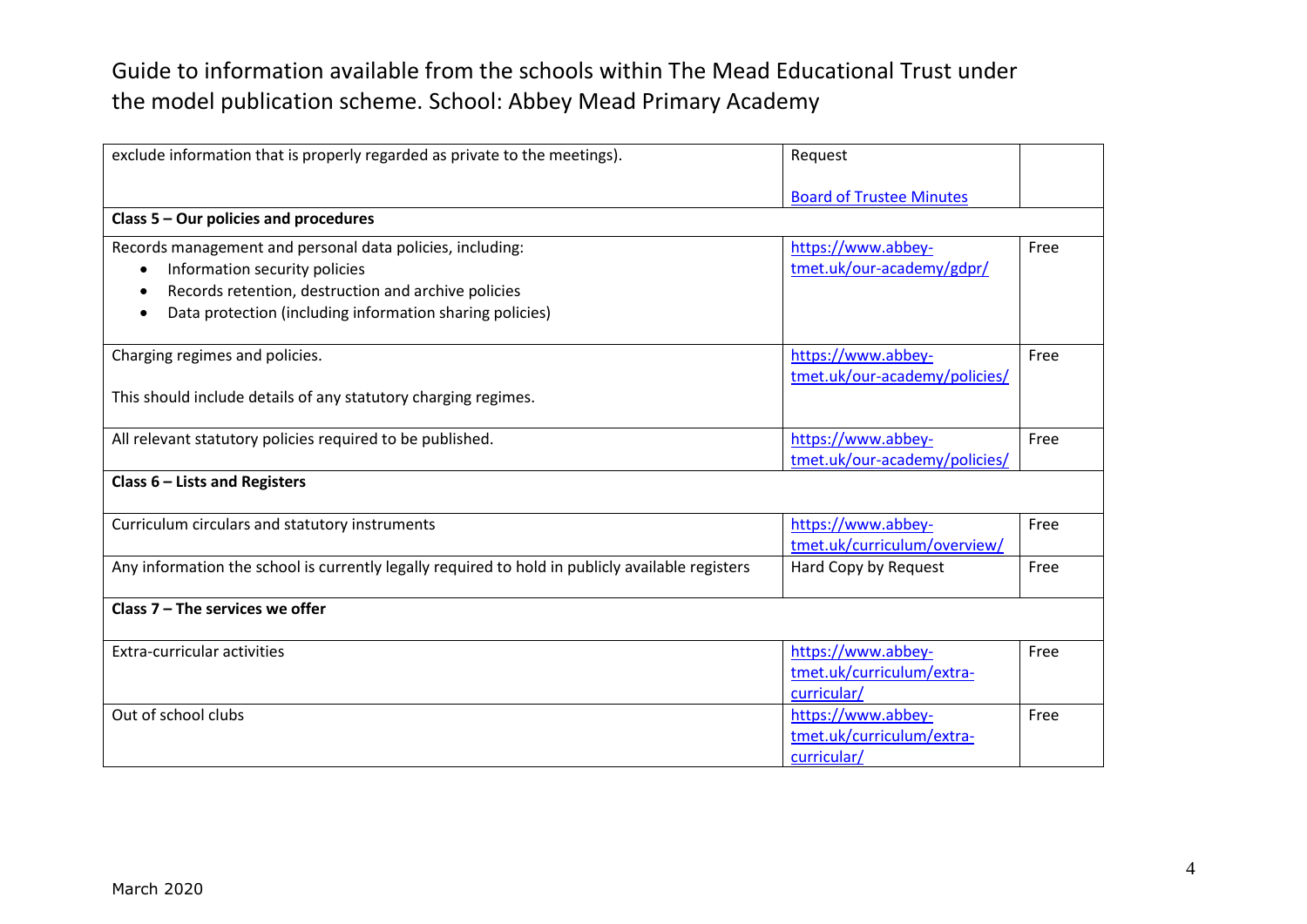Guide to information available from the schools within The Mead Educational Trust under the model publication scheme. School: Abbey Mead Primary Academy

| | | |
|---|---|---|
| exclude information that is properly regarded as private to the meetings). | Request<br><br>Board of Trustee Minutes | |
| **Class 5 – Our policies and procedures** | | |
| Records management and personal data policies, including:<br>• Information security policies<br>• Records retention, destruction and archive policies<br>• Data protection (including information sharing policies) | https://www.abbey-tmet.uk/our-academy/gdpr/ | Free |
| Charging regimes and policies.<br><br>This should include details of any statutory charging regimes. | https://www.abbey-tmet.uk/our-academy/policies/ | Free |
| All relevant statutory policies required to be published. | https://www.abbey-tmet.uk/our-academy/policies/ | Free |
| **Class 6 – Lists and Registers** | | |
| Curriculum circulars and statutory instruments | https://www.abbey-tmet.uk/curriculum/overview/ | Free |
| Any information the school is currently legally required to hold in publicly available registers | Hard Copy by Request | Free |
| **Class 7 – The services we offer** | | |
| Extra-curricular activities | https://www.abbey-tmet.uk/curriculum/extra-curricular/ | Free |
| Out of school clubs | https://www.abbey-tmet.uk/curriculum/extra-curricular/ | Free |

March 2020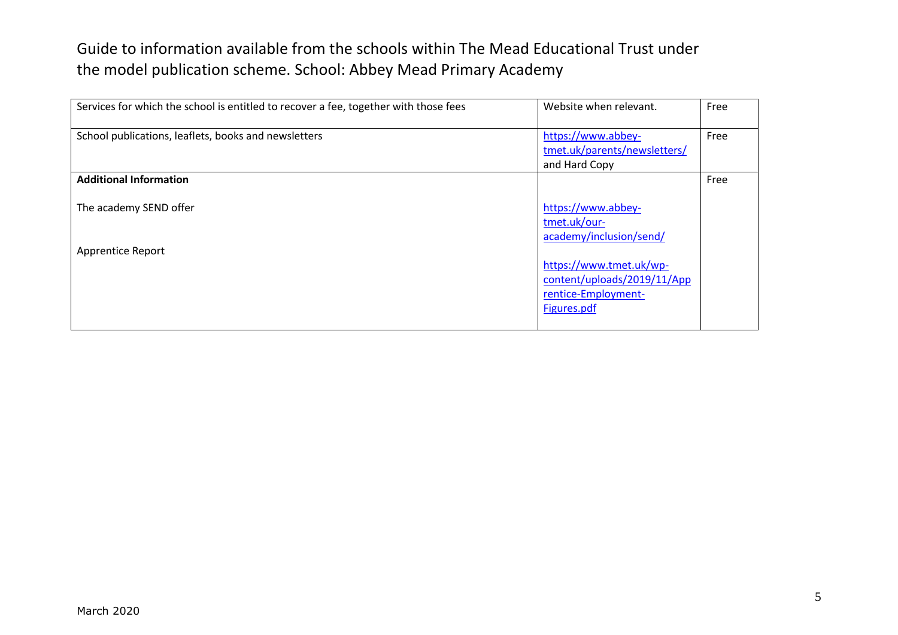Guide to information available from the schools within The Mead Educational Trust under the model publication scheme. School: Abbey Mead Primary Academy

| | | |
|---|---|---|
| Services for which the school is entitled to recover a fee, together with those fees | Website when relevant. | Free |
| School publications, leaflets, books and newsletters | https://www.abbey-tmet.uk/parents/newsletters/ and Hard Copy | Free |
| **Additional Information**<br><br>The academy SEND offer<br><br>Apprentice Report | <br><br>https://www.abbey-tmet.uk/our-academy/inclusion/send/<br><br>https://www.tmet.uk/wp-content/uploads/2019/11/Apprentice-Employment-Figures.pdf | Free |

March 2020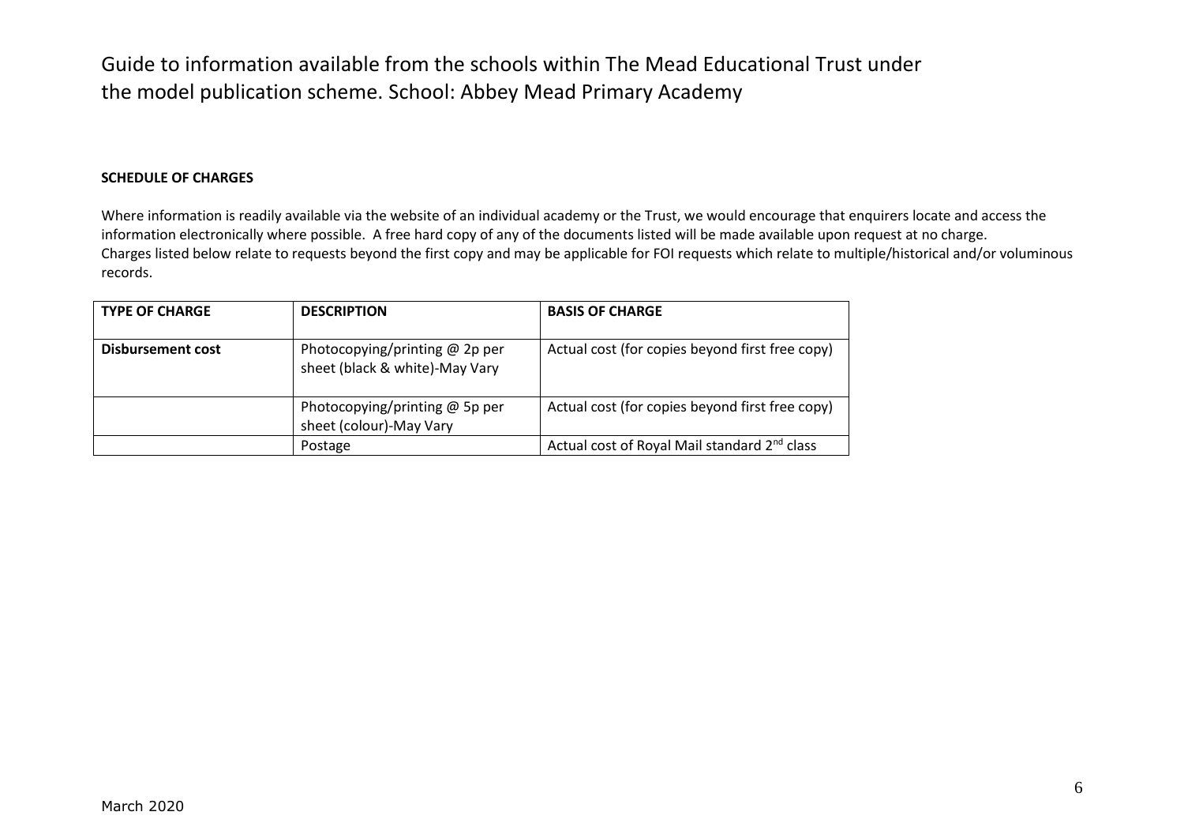# Guide to information available from the schools within The Mead Educational Trust under the model publication scheme. School: Abbey Mead Primary Academy

**SCHEDULE OF CHARGES**

Where information is readily available via the website of an individual academy or the Trust, we would encourage that enquirers locate and access the information electronically where possible. A free hard copy of any of the documents listed will be made available upon request at no charge. Charges listed below relate to requests beyond the first copy and may be applicable for FOI requests which relate to multiple/historical and/or voluminous records.

| **TYPE OF CHARGE** | **DESCRIPTION** | **BASIS OF CHARGE** |
|---|---|---|
| **Disbursement cost** | Photocopying/printing @ 2p per sheet (black & white)-May Vary | Actual cost (for copies beyond first free copy) |
| | Photocopying/printing @ 5p per sheet (colour)-May Vary | Actual cost (for copies beyond first free copy) |
| | Postage | Actual cost of Royal Mail standard 2nd class |

March 2020